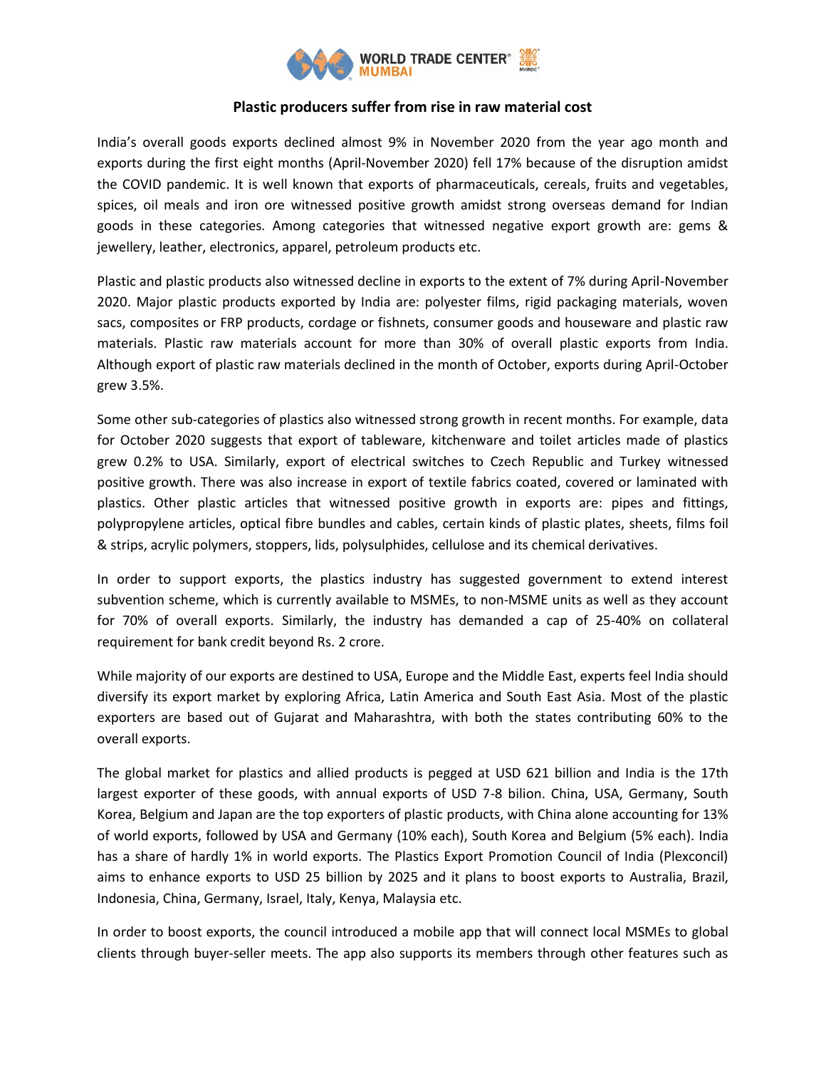# Plastic producers suffer from rise in raw material cost

India's overall goods exports declined almost 9% in November 2020 from the year ago month and exports during the first eight months (April-November 2020) fell 17% because of the disruption amidst the COVID pandemic. It is well known that exports of pharmaceuticals, cereals, fruits and vegetables, spices, oil meals and iron ore witnessed positive growth amidst strong overseas demand for Indian goods in these categories. Among categories that witnessed negative export growth are: gems & jewellery, leather, electronics, apparel, petroleum products etc.

Plastic and plastic products also witnessed decline in exports to the extent of 7% during April-November 2020. Major plastic products exported by India are: polyester films, rigid packaging materials, woven sacs, composites or FRP products, cordage or fishnets, consumer goods and houseware and plastic raw materials. Plastic raw materials account for more than 30% of overall plastic exports from India. Although export of plastic raw materials declined in the month of October, exports during April-October grew 3.5%.

Some other sub-categories of plastics also witnessed strong growth in recent months. For example, data for October 2020 suggests that export of tableware, kitchenware and toilet articles made of plastics grew 0.2% to USA. Similarly, export of electrical switches to Czech Republic and Turkey witnessed positive growth. There was also increase in export of textile fabrics coated, covered or laminated with plastics. Other plastic articles that witnessed positive growth in exports are: pipes and fittings, polypropylene articles, optical fibre bundles and cables, certain kinds of plastic plates, sheets, films foil & strips, acrylic polymers, stoppers, lids, polysulphides, cellulose and its chemical derivatives.

In order to support exports, the plastics industry has suggested government to extend interest subvention scheme, which is currently available to MSMEs, to non-MSME units as well as they account for 70% of overall exports. Similarly, the industry has demanded a cap of 25-40% on collateral requirement for bank credit beyond Rs. 2 crore.

While majority of our exports are destined to USA, Europe and the Middle East, experts feel India should diversify its export market by exploring Africa, Latin America and South East Asia. Most of the plastic exporters are based out of Gujarat and Maharashtra, with both the states contributing 60% to the overall exports.

The global market for plastics and allied products is pegged at USD 621 billion and India is the 17th largest exporter of these goods, with annual exports of USD 7-8 bilion. China, USA, Germany, South Korea, Belgium and Japan are the top exporters of plastic products, with China alone accounting for 13% of world exports, followed by USA and Germany (10% each), South Korea and Belgium (5% each). India has a share of hardly 1% in world exports. The Plastics Export Promotion Council of India (Plexconcil) aims to enhance exports to USD 25 billion by 2025 and it plans to boost exports to Australia, Brazil, Indonesia, China, Germany, Israel, Italy, Kenya, Malaysia etc.

In order to boost exports, the council introduced a mobile app that will connect local MSMEs to global clients through buyer-seller meets. The app also supports its members through other features such as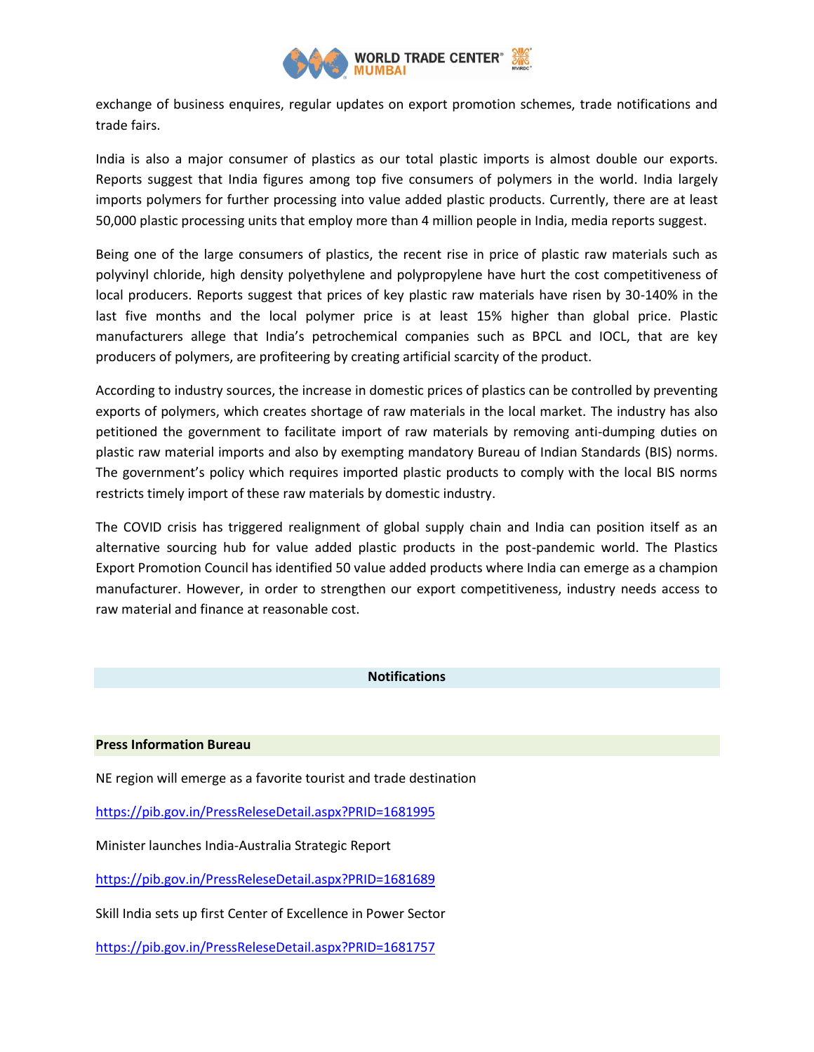exchange of business enquires, regular updates on export promotion schemes, trade notifications and trade fairs.

India is also a major consumer of plastics as our total plastic imports is almost double our exports. Reports suggest that India figures among top five consumers of polymers in the world. India largely imports polymers for further processing into value added plastic products. Currently, there are at least 50,000 plastic processing units that employ more than 4 million people in India, media reports suggest.

Being one of the large consumers of plastics, the recent rise in price of plastic raw materials such as polyvinyl chloride, high density polyethylene and polypropylene have hurt the cost competitiveness of local producers. Reports suggest that prices of key plastic raw materials have risen by 30-140% in the last five months and the local polymer price is at least 15% higher than global price. Plastic manufacturers allege that India's petrochemical companies such as BPCL and IOCL, that are key producers of polymers, are profiteering by creating artificial scarcity of the product.

According to industry sources, the increase in domestic prices of plastics can be controlled by preventing exports of polymers, which creates shortage of raw materials in the local market. The industry has also petitioned the government to facilitate import of raw materials by removing anti-dumping duties on plastic raw material imports and also by exempting mandatory Bureau of Indian Standards (BIS) norms. The government's policy which requires imported plastic products to comply with the local BIS norms restricts timely import of these raw materials by domestic industry.

The COVID crisis has triggered realignment of global supply chain and India can position itself as an alternative sourcing hub for value added plastic products in the post-pandemic world. The Plastics Export Promotion Council has identified 50 value added products where India can emerge as a champion manufacturer. However, in order to strengthen our export competitiveness, industry needs access to raw material and finance at reasonable cost.

## Notifications

### Press Information Bureau

NE region will emerge as a favorite tourist and trade destination

https://pib.gov.in/PressReleseDetail.aspx?PRID=1681995

Minister launches India-Australia Strategic Report

https://pib.gov.in/PressReleseDetail.aspx?PRID=1681689

Skill India sets up first Center of Excellence in Power Sector

https://pib.gov.in/PressReleseDetail.aspx?PRID=1681757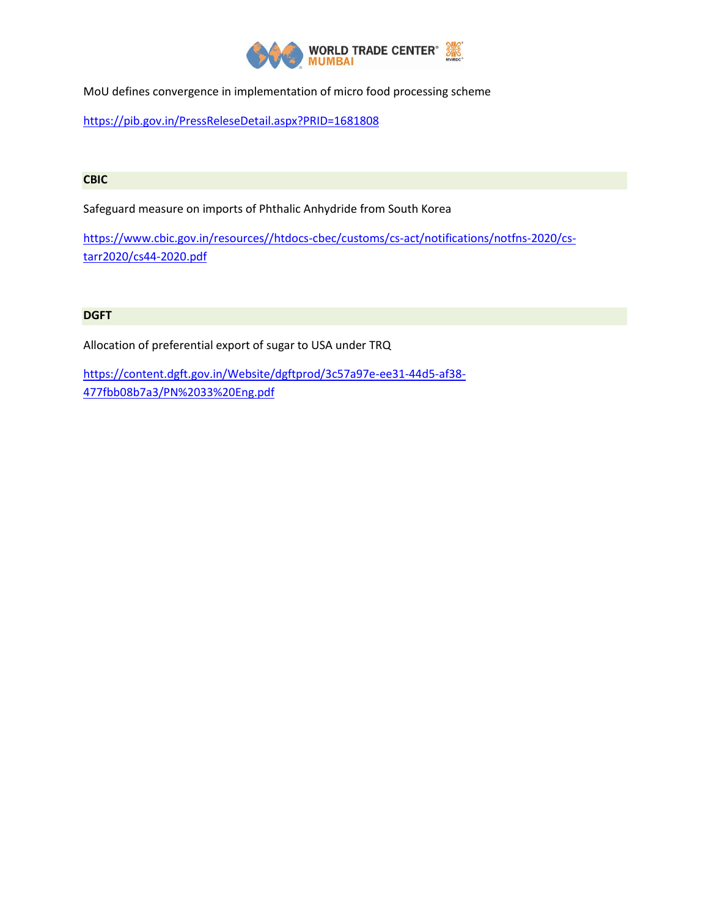MoU defines convergence in implementation of micro food processing scheme

https://pib.gov.in/PressReleseDetail.aspx?PRID=1681808

**CBIC**

Safeguard measure on imports of Phthalic Anhydride from South Korea

https://www.cbic.gov.in/resources//htdocs-cbec/customs/cs-act/notifications/notfns-2020/cs-tarr2020/cs44-2020.pdf

**DGFT**

Allocation of preferential export of sugar to USA under TRQ

https://content.dgft.gov.in/Website/dgftprod/3c57a97e-ee31-44d5-af38-477fbb08b7a3/PN%2033%20Eng.pdf